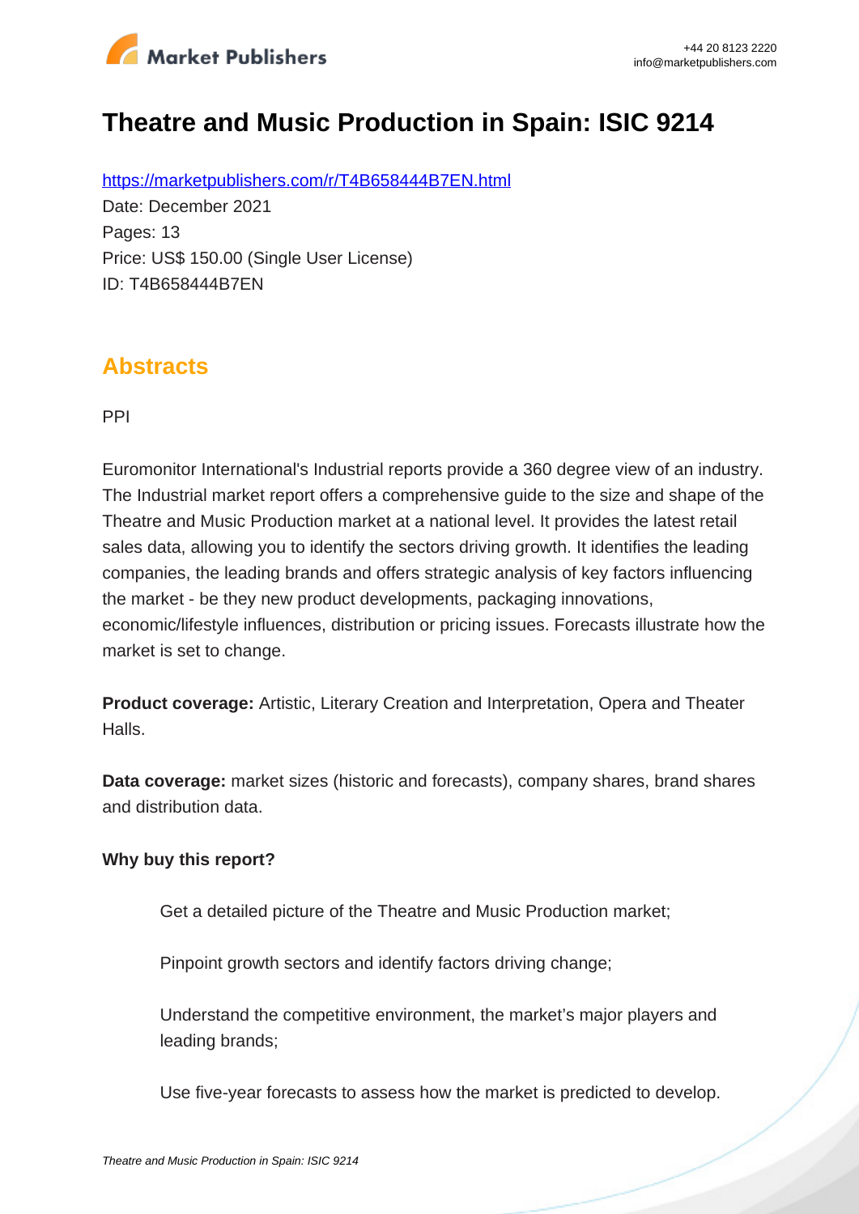# Theatre and Music Production in Spain: ISIC 9214

https://marketpublishers.com/r/T4B658444B7EN.html

Date: December 2021

Pages: 13

Price: US$ 150.00 (Single User License)

ID: T4B658444B7EN

## Abstracts

PPI

Euromonitor International's Industrial reports provide a 360 degree view of an industry. The Industrial market report offers a comprehensive guide to the size and shape of the Theatre and Music Production market at a national level. It provides the latest retail sales data, allowing you to identify the sectors driving growth. It identifies the leading companies, the leading brands and offers strategic analysis of key factors influencing the market - be they new product developments, packaging innovations, economic/lifestyle influences, distribution or pricing issues. Forecasts illustrate how the market is set to change.

**Product coverage:** Artistic, Literary Creation and Interpretation, Opera and Theater Halls.

**Data coverage:** market sizes (historic and forecasts), company shares, brand shares and distribution data.

**Why buy this report?**

- Get a detailed picture of the Theatre and Music Production market;
- Pinpoint growth sectors and identify factors driving change;
- Understand the competitive environment, the market's major players and leading brands;
- Use five-year forecasts to assess how the market is predicted to develop.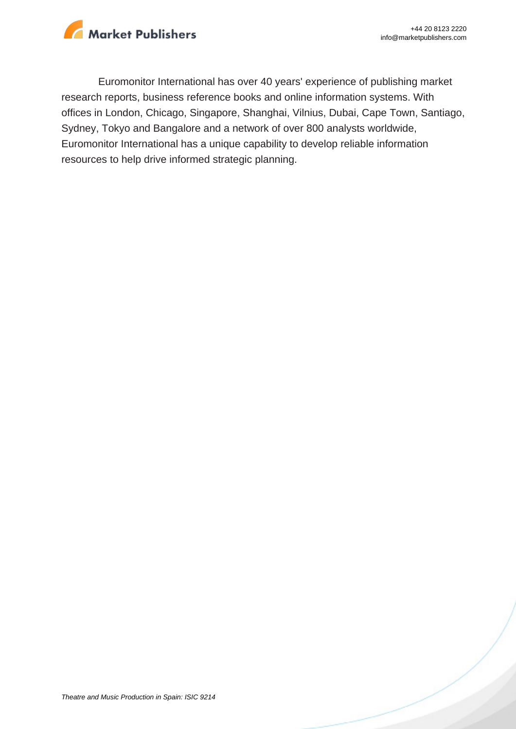Euromonitor International has over 40 years' experience of publishing market research reports, business reference books and online information systems. With offices in London, Chicago, Singapore, Shanghai, Vilnius, Dubai, Cape Town, Santiago, Sydney, Tokyo and Bangalore and a network of over 800 analysts worldwide, Euromonitor International has a unique capability to develop reliable information resources to help drive informed strategic planning.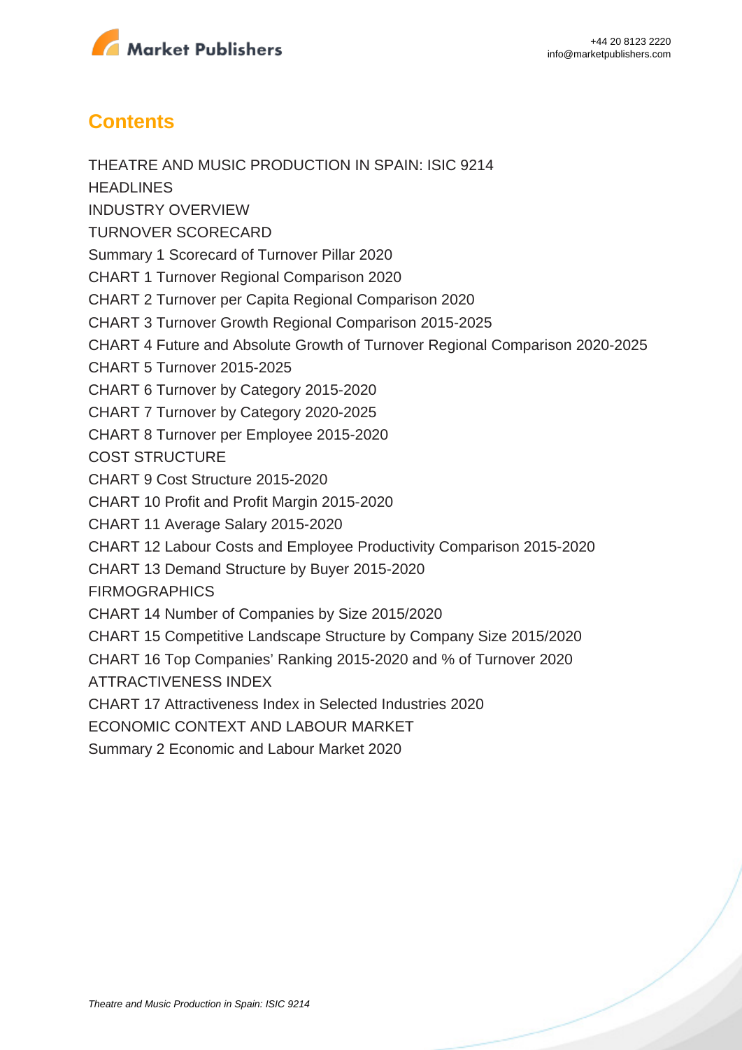## Contents

THEATRE AND MUSIC PRODUCTION IN SPAIN: ISIC 9214

HEADLINES

INDUSTRY OVERVIEW

TURNOVER SCORECARD

Summary 1 Scorecard of Turnover Pillar 2020

CHART 1 Turnover Regional Comparison 2020

CHART 2 Turnover per Capita Regional Comparison 2020

CHART 3 Turnover Growth Regional Comparison 2015-2025

CHART 4 Future and Absolute Growth of Turnover Regional Comparison 2020-2025

CHART 5 Turnover 2015-2025

CHART 6 Turnover by Category 2015-2020

CHART 7 Turnover by Category 2020-2025

CHART 8 Turnover per Employee 2015-2020

COST STRUCTURE

CHART 9 Cost Structure 2015-2020

CHART 10 Profit and Profit Margin 2015-2020

CHART 11 Average Salary 2015-2020

CHART 12 Labour Costs and Employee Productivity Comparison 2015-2020

CHART 13 Demand Structure by Buyer 2015-2020

FIRMOGRAPHICS

CHART 14 Number of Companies by Size 2015/2020

CHART 15 Competitive Landscape Structure by Company Size 2015/2020

CHART 16 Top Companies' Ranking 2015-2020 and % of Turnover 2020

ATTRACTIVENESS INDEX

CHART 17 Attractiveness Index in Selected Industries 2020

ECONOMIC CONTEXT AND LABOUR MARKET

Summary 2 Economic and Labour Market 2020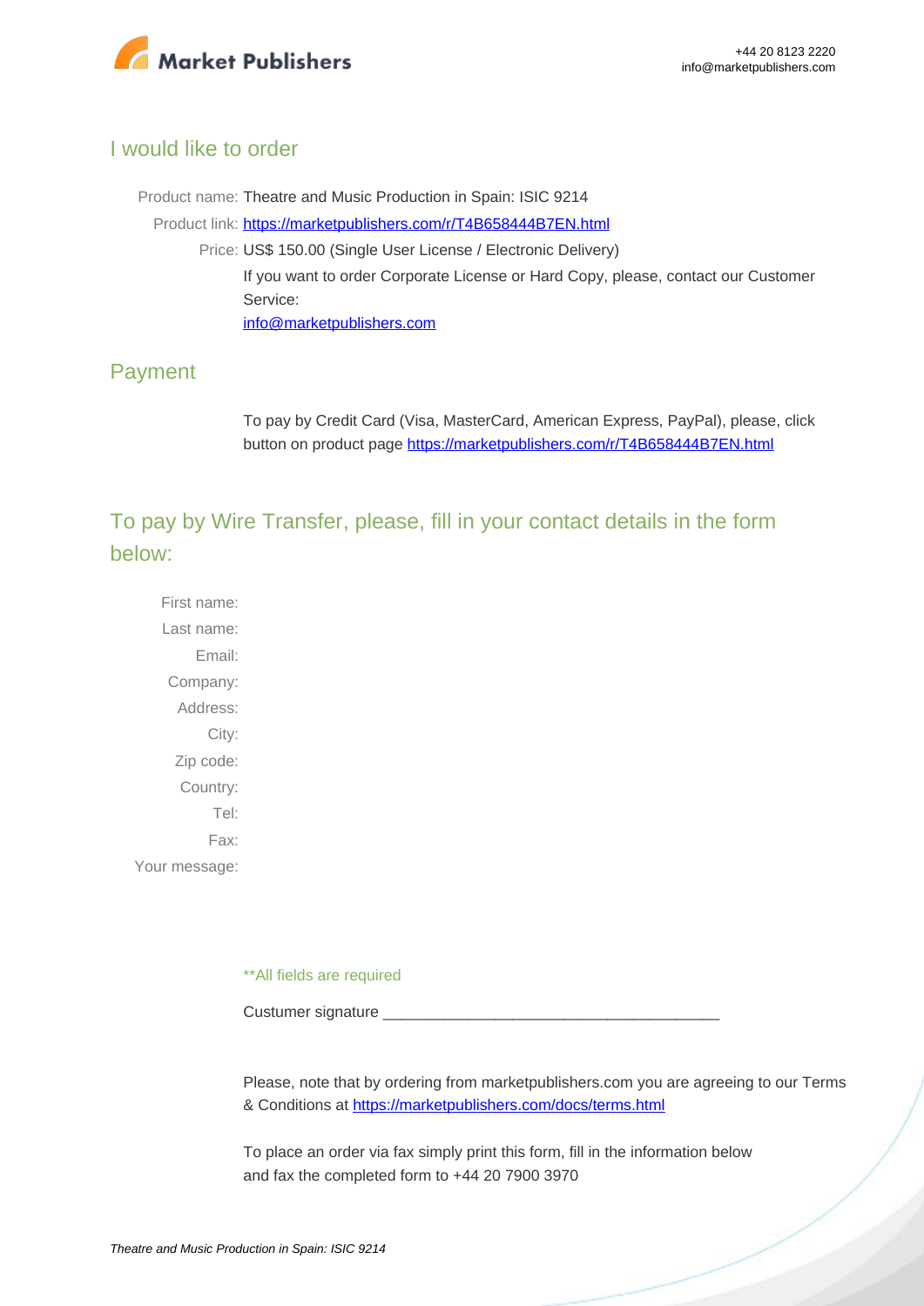## I would like to order

Product name: Theatre and Music Production in Spain: ISIC 9214

Product link: [https://marketpublishers.com/r/T4B658444B7EN.html](https://marketpublishers.com/r/T4B658444B7EN.html)

Price: US$ 150.00 (Single User License / Electronic Delivery)

If you want to order Corporate License or Hard Copy, please, contact our Customer Service:

[info@marketpublishers.com](mailto:info@marketpublishers.com)

## Payment

To pay by Credit Card (Visa, MasterCard, American Express, PayPal), please, click button on product page [https://marketpublishers.com/r/T4B658444B7EN.html](https://marketpublishers.com/r/T4B658444B7EN.html)

## To pay by Wire Transfer, please, fill in your contact details in the form below:

First name:

Last name:

Email:

Company:

Address:

City:

Zip code:

Country:

Tel:

Fax:

Your message:

**All fields are required

Custumer signature _______________________________________

Please, note that by ordering from marketpublishers.com you are agreeing to our Terms & Conditions at [https://marketpublishers.com/docs/terms.html](https://marketpublishers.com/docs/terms.html)

To place an order via fax simply print this form, fill in the information below and fax the completed form to +44 20 7900 3970